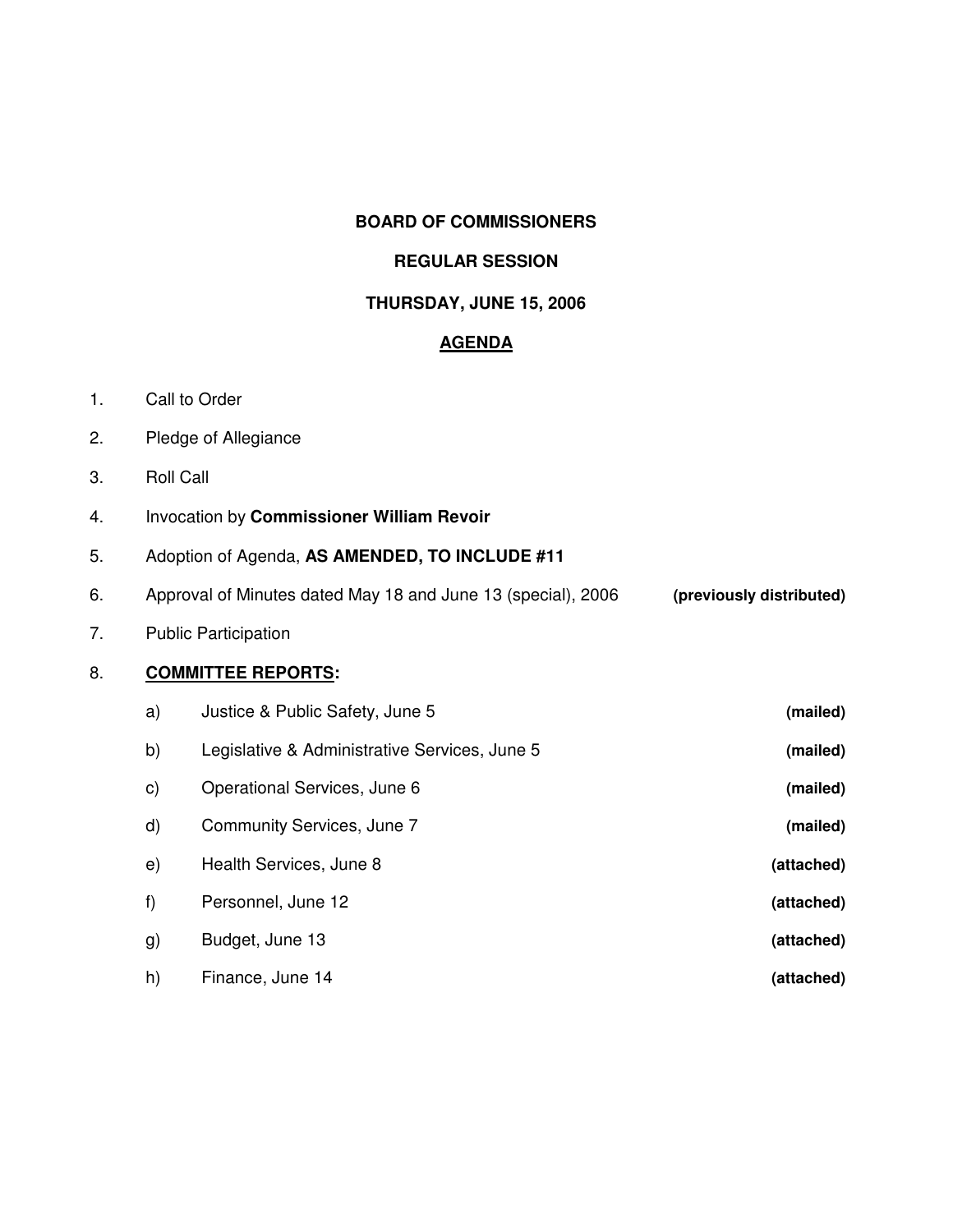**BOARD OF COMMISSIONERS**

**REGULAR SESSION**

**THURSDAY, JUNE 15, 2006**

**<u>AGENDA</u>**

1. Call to Order
2. Pledge of Allegiance
3. Roll Call
4. Invocation by **Commissioner William Revoir**
5. Adoption of Agenda, **AS AMENDED, TO INCLUDE #11**
6. Approval of Minutes dated May 18 and June 13 (special), 2006 **(previously distributed)**
7. Public Participation
8. **<u>COMMITTEE REPORTS</u>:**
   - a) Justice & Public Safety, June 5 **(mailed)**
   - b) Legislative & Administrative Services, June 5 **(mailed)**
   - c) Operational Services, June 6 **(mailed)**
   - d) Community Services, June 7 **(mailed)**
   - e) Health Services, June 8 **(attached)**
   - f) Personnel, June 12 **(attached)**
   - g) Budget, June 13 **(attached)**
   - h) Finance, June 14 **(attached)**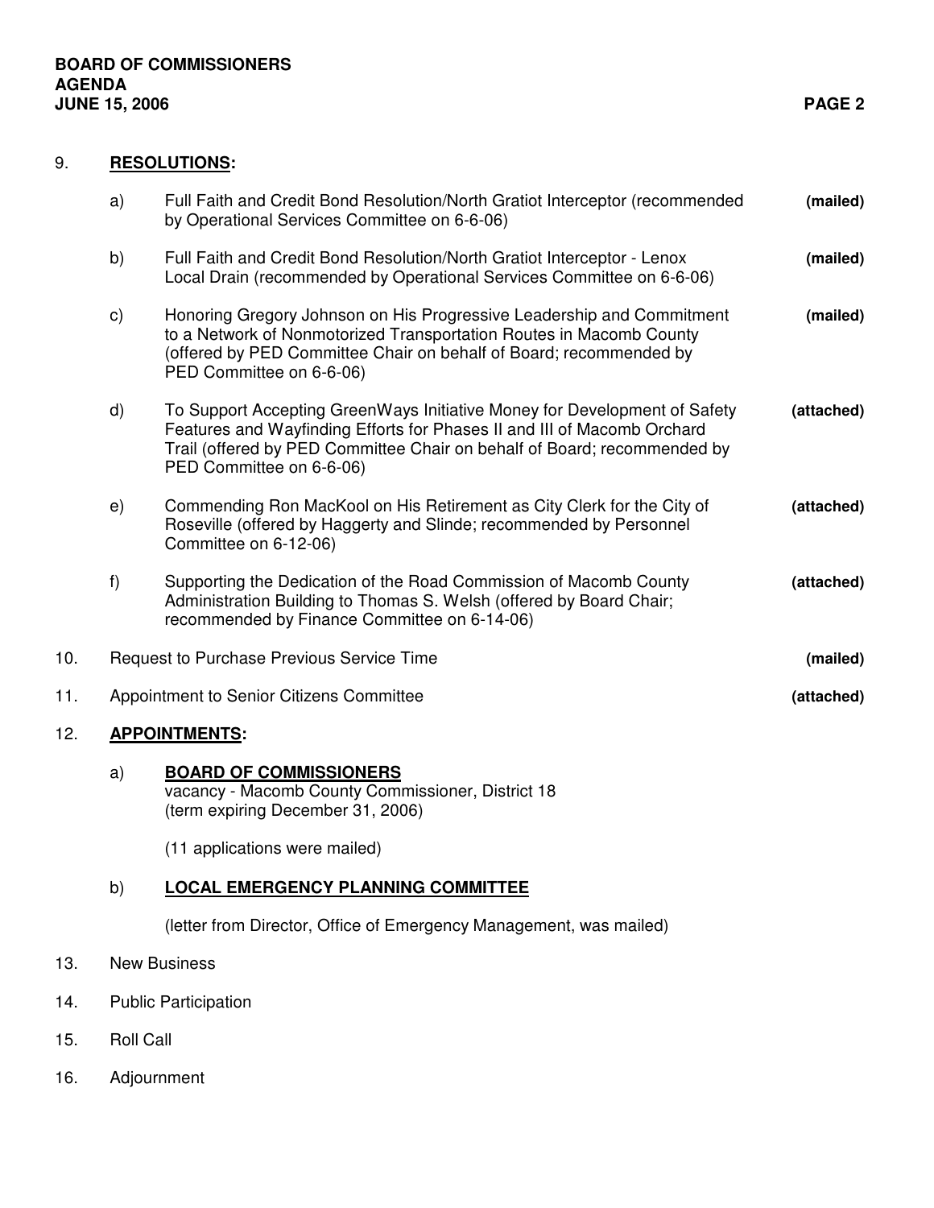9. **RESOLUTIONS:**

   a) Full Faith and Credit Bond Resolution/North Gratiot Interceptor (recommended by Operational Services Committee on 6-6-06) **(mailed)**

   b) Full Faith and Credit Bond Resolution/North Gratiot Interceptor - Lenox Local Drain (recommended by Operational Services Committee on 6-6-06) **(mailed)**

   c) Honoring Gregory Johnson on His Progressive Leadership and Commitment to a Network of Nonmotorized Transportation Routes in Macomb County (offered by PED Committee Chair on behalf of Board; recommended by PED Committee on 6-6-06) **(mailed)**

   d) To Support Accepting GreenWays Initiative Money for Development of Safety Features and Wayfinding Efforts for Phases II and III of Macomb Orchard Trail (offered by PED Committee Chair on behalf of Board; recommended by PED Committee on 6-6-06) **(attached)**

   e) Commending Ron MacKool on His Retirement as City Clerk for the City of Roseville (offered by Haggerty and Slinde; recommended by Personnel Committee on 6-12-06) **(attached)**

   f) Supporting the Dedication of the Road Commission of Macomb County Administration Building to Thomas S. Welsh (offered by Board Chair; recommended by Finance Committee on 6-14-06) **(attached)**

10. Request to Purchase Previous Service Time **(mailed)**

11. Appointment to Senior Citizens Committee **(attached)**

12. **APPOINTMENTS:**

   a) **BOARD OF COMMISSIONERS**
   vacancy - Macomb County Commissioner, District 18
   (term expiring December 31, 2006)

   (11 applications were mailed)

   b) **LOCAL EMERGENCY PLANNING COMMITTEE**

   (letter from Director, Office of Emergency Management, was mailed)

13. New Business

14. Public Participation

15. Roll Call

16. Adjournment